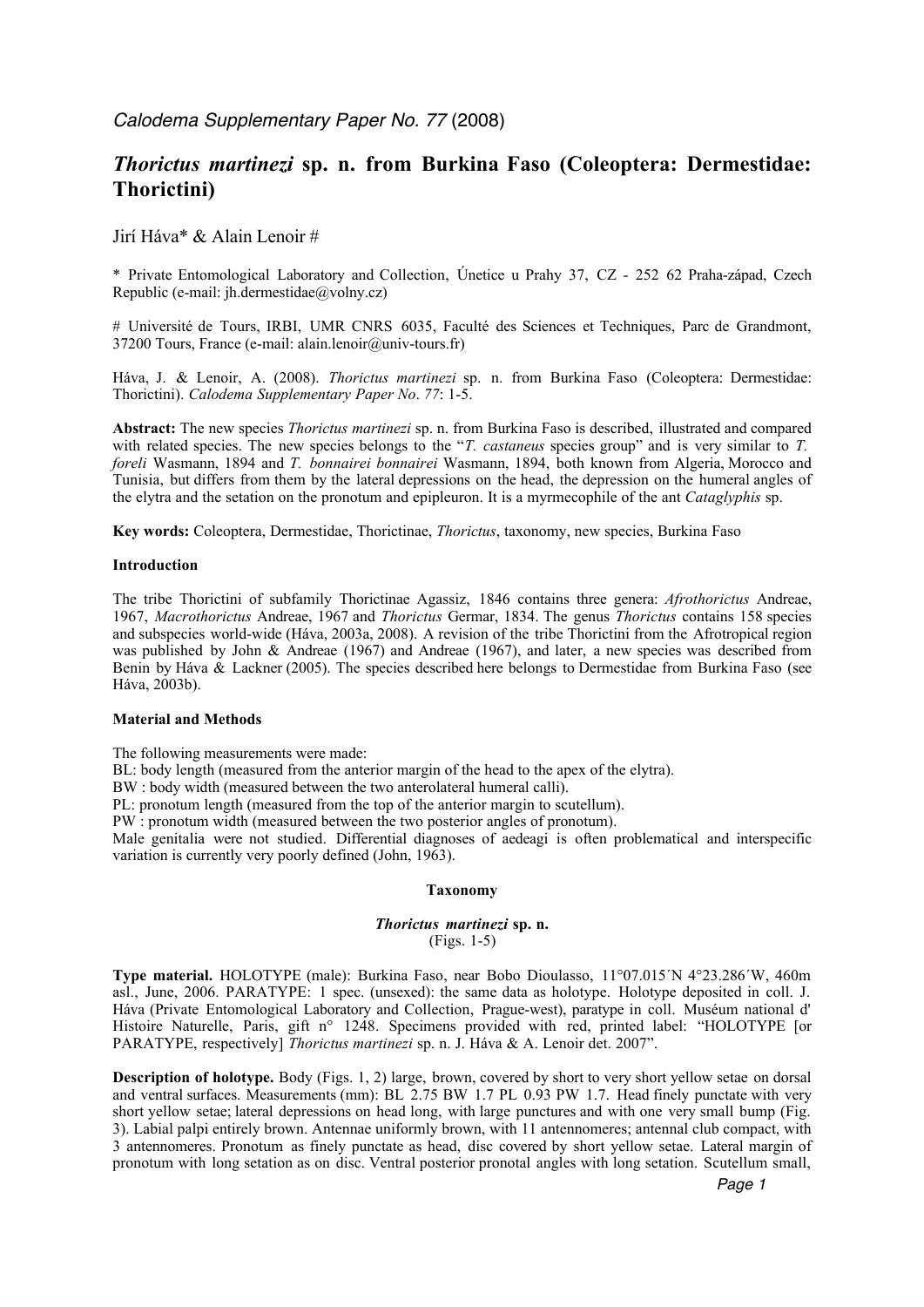*Calodema Supplementary Paper No. 77* (2008)

# *Thorictus martinezi* sp. n. from Burkina Faso (Coleoptera: Dermestidae: Thorictini)

Jirí Háva* & Alain Lenoir #

\* Private Entomological Laboratory and Collection, Únetice u Prahy 37, CZ - 252 62 Praha-západ, Czech Republic (e-mail: jh.dermestidae@volny.cz)

\# Université de Tours, IRBI, UMR CNRS 6035, Faculté des Sciences et Techniques, Parc de Grandmont, 37200 Tours, France (e-mail: alain.lenoir@univ-tours.fr)

Háva, J. & Lenoir, A. (2008). *Thorictus martinezi* sp. n. from Burkina Faso (Coleoptera: Dermestidae: Thorictini). *Calodema Supplementary Paper No*. *77*: 1-5.

**Abstract:** The new species *Thorictus martinezi* sp. n. from Burkina Faso is described, illustrated and compared with related species. The new species belongs to the "*T. castaneus* species group" and is very similar to *T. foreli* Wasmann, 1894 and *T. bonnairei bonnairei* Wasmann, 1894, both known from Algeria, Morocco and Tunisia, but differs from them by the lateral depressions on the head, the depression on the humeral angles of the elytra and the setation on the pronotum and epipleuron. It is a myrmecophile of the ant *Cataglyphis* sp.

**Key words:** Coleoptera, Dermestidae, Thorictinae, *Thorictus*, taxonomy, new species, Burkina Faso

## Introduction

The tribe Thorictini of subfamily Thorictinae Agassiz, 1846 contains three genera: *Afrothorictus* Andreae, 1967, *Macrothorictus* Andreae, 1967 and *Thorictus* Germar, 1834. The genus *Thorictus* contains 158 species and subspecies world-wide (Háva, 2003a, 2008). A revision of the tribe Thorictini from the Afrotropical region was published by John & Andreae (1967) and Andreae (1967), and later, a new species was described from Benin by Háva & Lackner (2005). The species described here belongs to Dermestidae from Burkina Faso (see Háva, 2003b).

## Material and Methods

The following measurements were made:
BL: body length (measured from the anterior margin of the head to the apex of the elytra).
BW : body width (measured between the two anterolateral humeral calli).
PL: pronotum length (measured from the top of the anterior margin to scutellum).
PW : pronotum width (measured between the two posterior angles of pronotum).
Male genitalia were not studied. Differential diagnoses of aedeagi is often problematical and interspecific variation is currently very poorly defined (John, 1963).

## Taxonomy

### *Thorictus martinezi* sp. n.
(Figs. 1-5)

**Type material.** HOLOTYPE (male): Burkina Faso, near Bobo Dioulasso, 11°07.015´N 4°23.286´W, 460m asl., June, 2006. PARATYPE: 1 spec. (unsexed): the same data as holotype. Holotype deposited in coll. J. Háva (Private Entomological Laboratory and Collection, Prague-west), paratype in coll. Muséum national d' Histoire Naturelle, Paris, gift n° 1248. Specimens provided with red, printed label: "HOLOTYPE [or PARATYPE, respectively] *Thorictus martinezi* sp. n. J. Háva & A. Lenoir det. 2007".

**Description of holotype.** Body (Figs. 1, 2) large, brown, covered by short to very short yellow setae on dorsal and ventral surfaces. Measurements (mm): BL 2.75 BW 1.7 PL 0.93 PW 1.7. Head finely punctate with very short yellow setae; lateral depressions on head long, with large punctures and with one very small bump (Fig. 3). Labial palpi entirely brown. Antennae uniformly brown, with 11 antennomeres; antennal club compact, with 3 antennomeres. Pronotum as finely punctate as head, disc covered by short yellow setae. Lateral margin of pronotum with long setation as on disc. Ventral posterior pronotal angles with long setation. Scutellum small,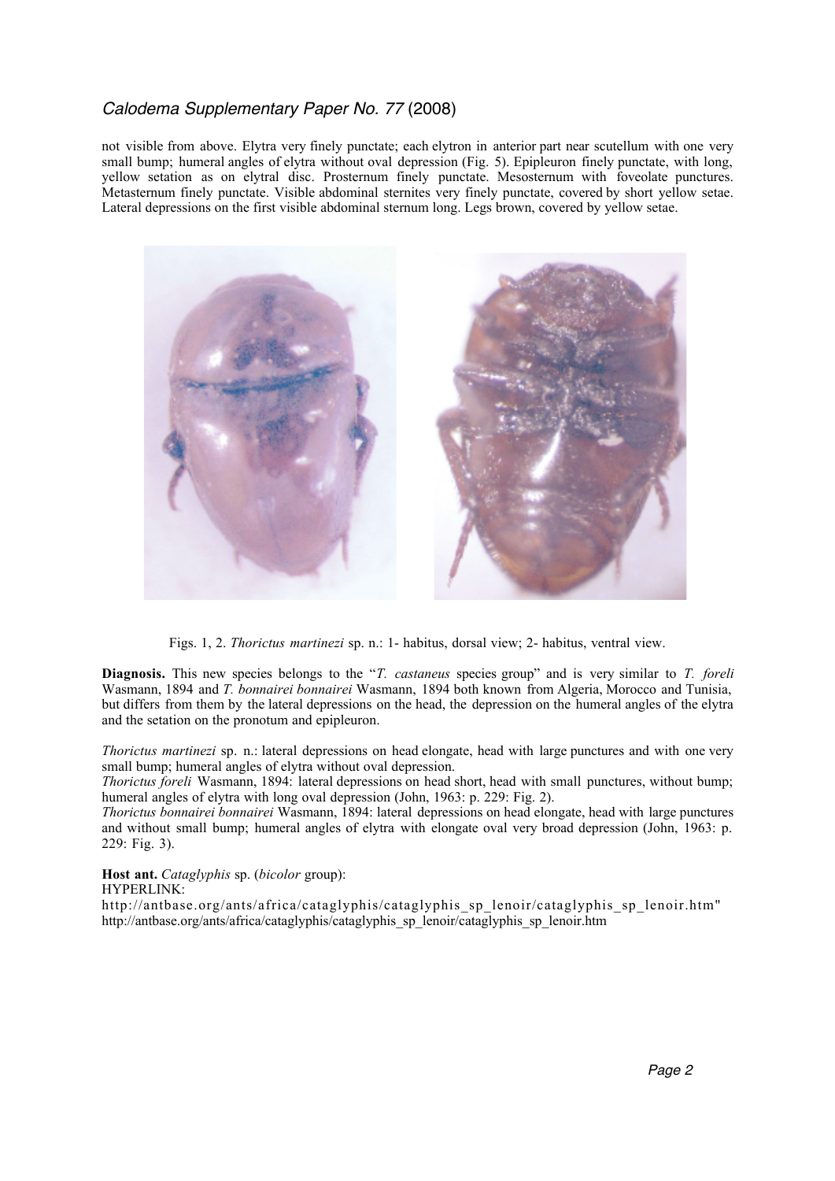not visible from above. Elytra very finely punctate; each elytron in anterior part near scutellum with one very small bump; humeral angles of elytra without oval depression (Fig. 5). Epipleuron finely punctate, with long, yellow setation as on elytral disc. Prosternum finely punctate. Mesosternum with foveolate punctures. Metasternum finely punctate. Visible abdominal sternites very finely punctate, covered by short yellow setae. Lateral depressions on the first visible abdominal sternum long. Legs brown, covered by yellow setae.

Figs. 1, 2. *Thorictus martinezi* sp. n.: 1- habitus, dorsal view; 2- habitus, ventral view.

**Diagnosis.** This new species belongs to the "*T. castaneus* species group" and is very similar to *T. foreli* Wasmann, 1894 and *T. bonnairei bonnairei* Wasmann, 1894 both known from Algeria, Morocco and Tunisia, but differs from them by the lateral depressions on the head, the depression on the humeral angles of the elytra and the setation on the pronotum and epipleuron.

*Thorictus martinezi* sp. n.: lateral depressions on head elongate, head with large punctures and with one very small bump; humeral angles of elytra without oval depression.

*Thorictus foreli* Wasmann, 1894: lateral depressions on head short, head with small punctures, without bump; humeral angles of elytra with long oval depression (John, 1963: p. 229: Fig. 2).

*Thorictus bonnairei bonnairei* Wasmann, 1894: lateral depressions on head elongate, head with large punctures and without small bump; humeral angles of elytra with elongate oval very broad depression (John, 1963: p. 229: Fig. 3).

**Host ant.** *Cataglyphis* sp. (*bicolor* group):
HYPERLINK:
http://antbase.org/ants/africa/cataglyphis/cataglyphis_sp_lenoir/cataglyphis_sp_lenoir.htm"
http://antbase.org/ants/africa/cataglyphis/cataglyphis_sp_lenoir/cataglyphis_sp_lenoir.htm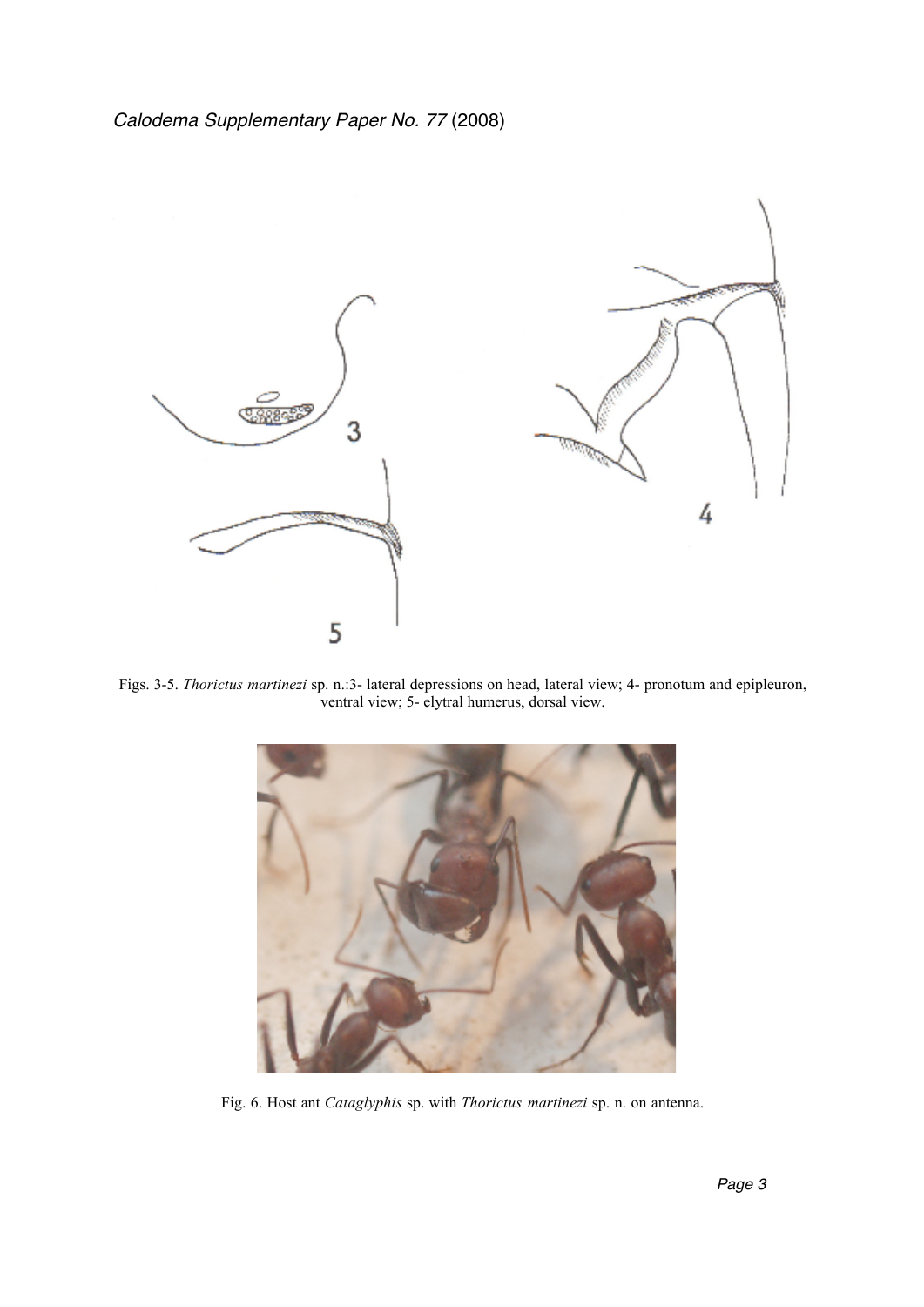Figs. 3-5. *Thorictus martinezi* sp. n.:3- lateral depressions on head, lateral view; 4- pronotum and epipleuron, ventral view; 5- elytral humerus, dorsal view.

Fig. 6. Host ant *Cataglyphis* sp. with *Thorictus martinezi* sp. n. on antenna.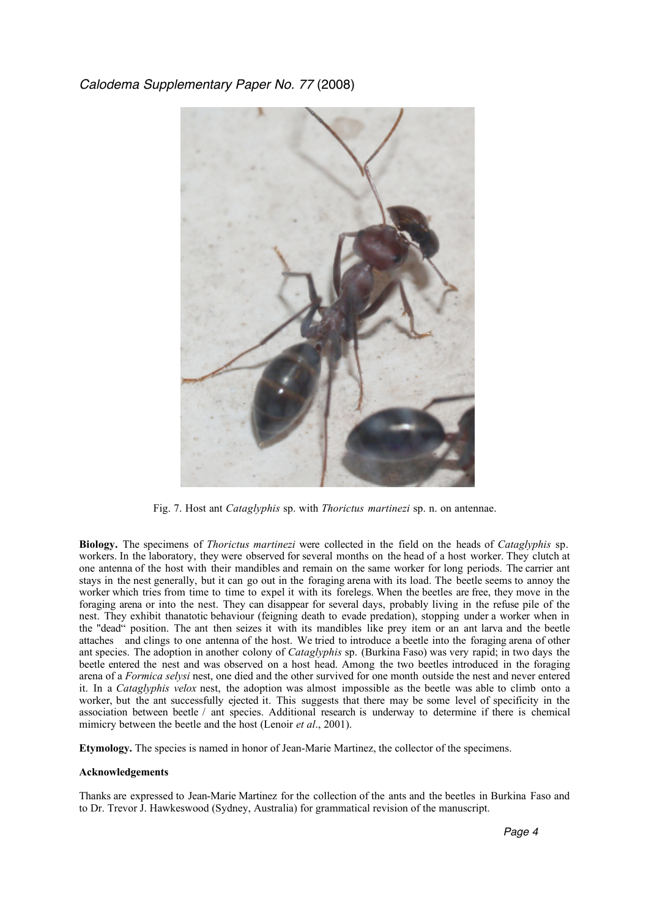Fig. 7. Host ant *Cataglyphis* sp. with *Thorictus martinezi* sp. n. on antennae.

**Biology.** The specimens of *Thorictus martinezi* were collected in the field on the heads of *Cataglyphis* sp. workers. In the laboratory, they were observed for several months on the head of a host worker. They clutch at one antenna of the host with their mandibles and remain on the same worker for long periods. The carrier ant stays in the nest generally, but it can go out in the foraging arena with its load. The beetle seems to annoy the worker which tries from time to time to expel it with its forelegs. When the beetles are free, they move in the foraging arena or into the nest. They can disappear for several days, probably living in the refuse pile of the nest. They exhibit thanatotic behaviour (feigning death to evade predation), stopping under a worker when in the "dead" position. The ant then seizes it with its mandibles like prey item or an ant larva and the beetle attaches and clings to one antenna of the host. We tried to introduce a beetle into the foraging arena of other ant species. The adoption in another colony of *Cataglyphis* sp. (Burkina Faso) was very rapid; in two days the beetle entered the nest and was observed on a host head. Among the two beetles introduced in the foraging arena of a *Formica selysi* nest, one died and the other survived for one month outside the nest and never entered it. In a *Cataglyphis velox* nest, the adoption was almost impossible as the beetle was able to climb onto a worker, but the ant successfully ejected it. This suggests that there may be some level of specificity in the association between beetle / ant species. Additional research is underway to determine if there is chemical mimicry between the beetle and the host (Lenoir *et al*., 2001).

**Etymology.** The species is named in honor of Jean-Marie Martinez, the collector of the specimens.

**Acknowledgements**

Thanks are expressed to Jean-Marie Martinez for the collection of the ants and the beetles in Burkina Faso and to Dr. Trevor J. Hawkeswood (Sydney, Australia) for grammatical revision of the manuscript.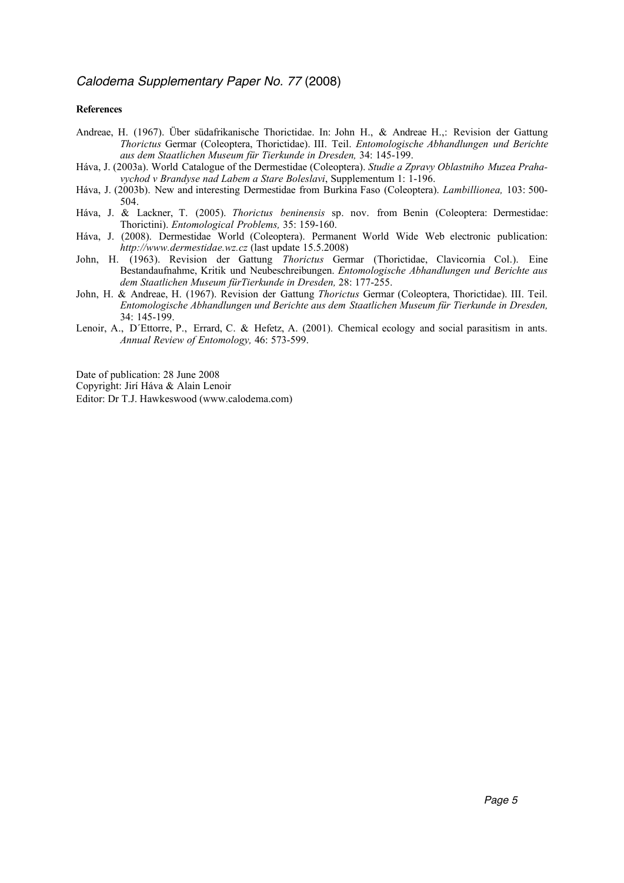**References**

Andreae, H. (1967). Über südafrikanische Thorictidae. In: John H., & Andreae H.,: Revision der Gattung *Thorictus* Germar (Coleoptera, Thorictidae). III. Teil. *Entomologische Abhandlungen und Berichte aus dem Staatlichen Museum für Tierkunde in Dresden,* 34: 145-199.

Háva, J. (2003a). World Catalogue of the Dermestidae (Coleoptera). *Studie a Zpravy Oblastniho Muzea Praha-vychod v Brandyse nad Labem a Stare Boleslavi*, Supplementum 1: 1-196.

Háva, J. (2003b). New and interesting Dermestidae from Burkina Faso (Coleoptera). *Lambillionea,* 103: 500-504.

Háva, J. & Lackner, T. (2005). *Thorictus beninensis* sp. nov. from Benin (Coleoptera: Dermestidae: Thorictini). *Entomological Problems,* 35: 159-160.

Háva, J. (2008). Dermestidae World (Coleoptera). Permanent World Wide Web electronic publication: *http://www.dermestidae.wz.cz* (last update 15.5.2008)

John, H. (1963). Revision der Gattung *Thorictus* Germar (Thorictidae, Clavicornia Col.). Eine Bestandaufnahme, Kritik und Neubeschreibungen. *Entomologische Abhandlungen und Berichte aus dem Staatlichen Museum fürTierkunde in Dresden,* 28: 177-255.

John, H. & Andreae, H. (1967). Revision der Gattung *Thorictus* Germar (Coleoptera, Thorictidae). III. Teil. *Entomologische Abhandlungen und Berichte aus dem Staatlichen Museum für Tierkunde in Dresden,* 34: 145-199.

Lenoir, A., D´Ettorre, P., Errard, C. & Hefetz, A. (2001). Chemical ecology and social parasitism in ants. *Annual Review of Entomology,* 46: 573-599.

Date of publication: 28 June 2008
Copyright: Jirí Háva & Alain Lenoir
Editor: Dr T.J. Hawkeswood (www.calodema.com)